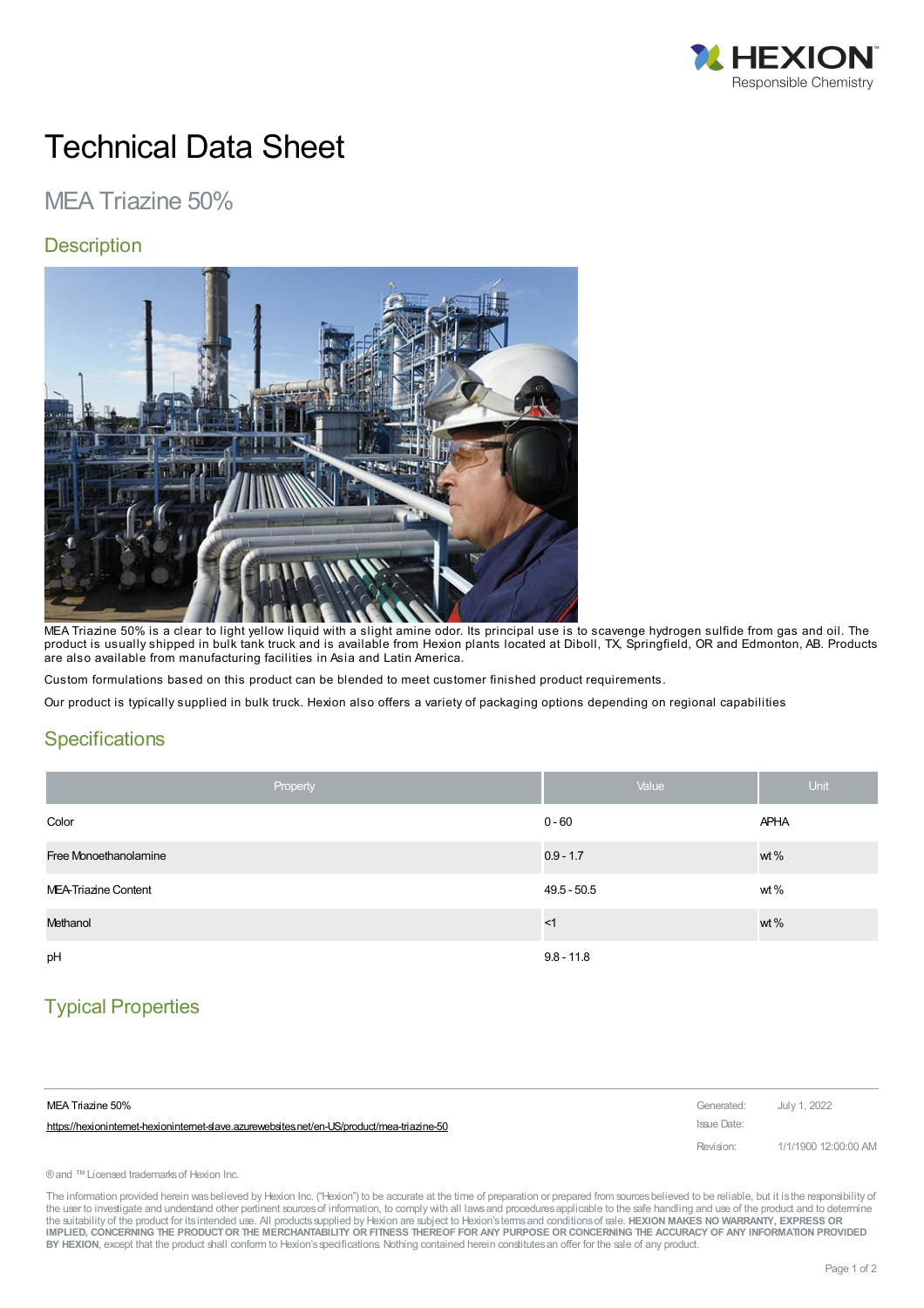# Technical Data Sheet

## MEA Triazine 50%

### Description

MEA Triazine 50% is a clear to light yellow liquid with a slight amine odor. Its principal use is to scavenge hydrogen sulfide from gas and oil. The product is usually shipped in bulk tank truck and is available from Hexion plants located at Diboll, TX, Springfield, OR and Edmonton, AB. Products are also available from manufacturing facilities in Asia and Latin America.

Custom formulations based on this product can be blended to meet customer finished product requirements.

Our product is typically supplied in bulk truck. Hexion also offers a variety of packaging options depending on regional capabilities

### Specifications

| Property | Value | Unit |
|---|---|---|
| Color | 0 - 60 | APHA |
| Free Monoethanolamine | 0.9 - 1.7 | wt % |
| MEA-Triazine Content | 49.5 - 50.5 | wt % |
| Methanol | <1 | wt % |
| pH | 9.8 - 11.8 | |

### Typical Properties

MEA Triazine 50%

https://hexioninternet-hexioninternet-slave.azurewebsites.net/en-US/product/mea-triazine-50

Generated: July 1, 2022

Issue Date:

Revision: 1/1/1900 12:00:00 AM

® and ™ Licensed trademarks of Hexion Inc.

The information provided herein was believed by Hexion Inc. ("Hexion") to be accurate at the time of preparation or prepared from sources believed to be reliable, but it is the responsibility of the user to investigate and understand other pertinent sources of information, to comply with all laws and procedures applicable to the safe handling and use of the product and to determine the suitability of the product for its intended use. All products supplied by Hexion are subject to Hexion's terms and conditions of sale. **HEXION MAKES NO WARRANTY, EXPRESS OR IMPLIED, CONCERNING THE PRODUCT OR THE MERCHANTABILITY OR FITNESS THEREOF FOR ANY PURPOSE OR CONCERNING THE ACCURACY OF ANY INFORMATION PROVIDED BY HEXION**, except that the product shall conform to Hexion's specifications. Nothing contained herein constitutes an offer for the sale of any product.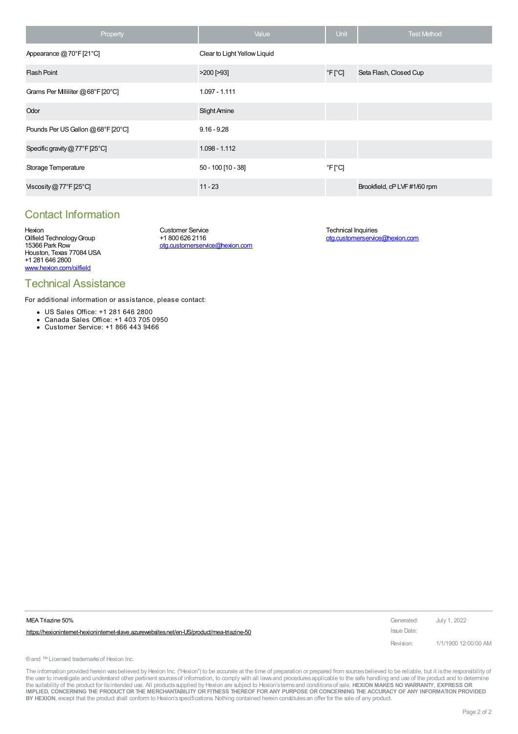| Property | Value | Unit | Test Method |
|---|---|---|---|
| Appearance @ 70°F [21°C] | Clear to Light Yellow Liquid | | |
| Flash Point | >200 [>93] | °F [°C] | Seta Flash, Closed Cup |
| Grams Per Milliliter @ 68°F [20°C] | 1.097 - 1.111 | | |
| Odor | Slight Amine | | |
| Pounds Per US Gallon @ 68°F [20°C] | 9.16 - 9.28 | | |
| Specific gravity @ 77°F [25°C] | 1.098 - 1.112 | | |
| Storage Temperature | 50 - 100 [10 - 38] | °F [°C] | |
| Viscosity @ 77°F [25°C] | 11 - 23 | | Brookfield, cP LVF #1/60 rpm |

## Contact Information

Hexion
Oilfield Technology Group
15366 Park Row
Houston, Texas 77084 USA
+1 281 646 2800
www.hexion.com/oilfield

Customer Service
+1 800 626 2116
otg.customerservice@hexion.com

Technical Inquiries
otg.customerservice@hexion.com

## Technical Assistance

For additional information or assistance, please contact:

- US Sales Office: +1 281 646 2800
- Canada Sales Office: +1 403 705 0950
- Customer Service: +1 866 443 9466

MEA Triazine 50%
https://hexioninternet-hexioninternet-slave.azurewebsites.net/en-US/product/mea-triazine-50

Generated: July 1, 2022
Issue Date:
Revision: 1/1/1900 12:00:00 AM

® and ™ Licensed trademarks of Hexion Inc.

The information provided herein was believed by Hexion Inc. ("Hexion") to be accurate at the time of preparation or prepared from sources believed to be reliable, but it is the responsibility of the user to investigate and understand other pertinent sources of information, to comply with all laws and procedures applicable to the safe handling and use of the product and to determine the suitability of the product for its intended use. All products supplied by Hexion are subject to Hexion's terms and conditions of sale. **HEXION MAKES NO WARRANTY, EXPRESS OR IMPLIED, CONCERNING THE PRODUCT OR THE MERCHANTABILITY OR FITNESS THEREOF FOR ANY PURPOSE OR CONCERNING THE ACCURACY OF ANY INFORMATION PROVIDED BY HEXION**, except that the product shall conform to Hexion's specifications. Nothing contained herein constitutes an offer for the sale of any product.